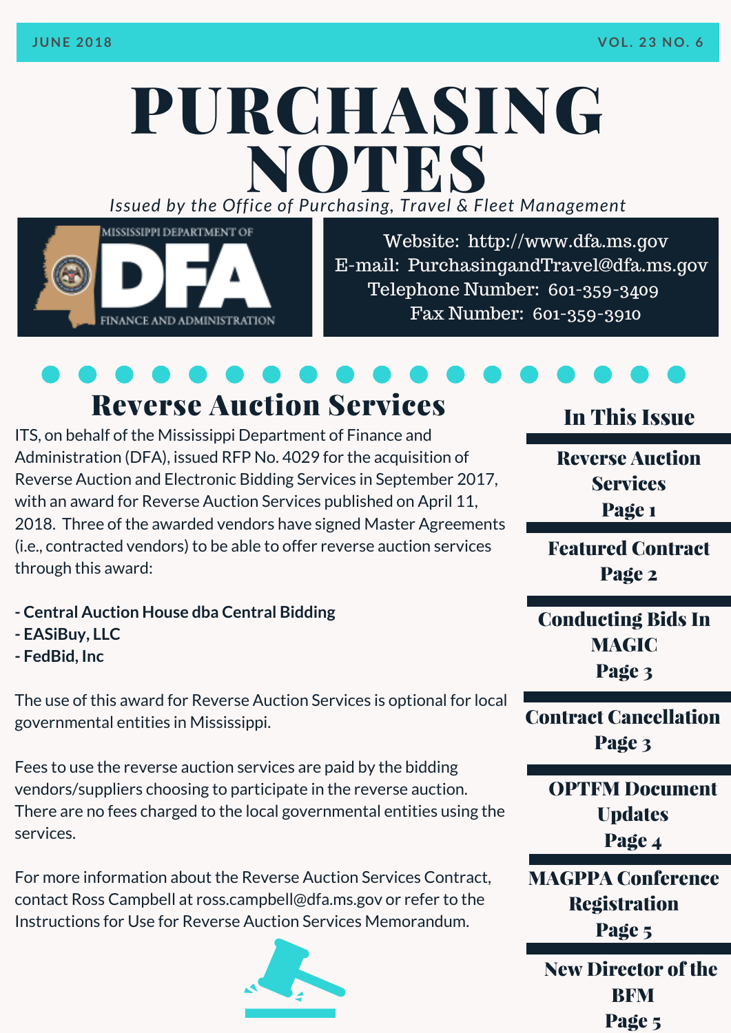JUNE 2018 VOL. 23 NO. 6

# PURCHASING NOTES

*Issued by the Office of Purchasing, Travel & Fleet Management*

MISSISSIPPI DEPARTMENT OF DFA FINANCE AND ADMINISTRATION

Website: http://www.dfa.ms.gov
E-mail: PurchasingandTravel@dfa.ms.gov
Telephone Number: 601-359-3409
Fax Number: 601-359-3910

## Reverse Auction Services

ITS, on behalf of the Mississippi Department of Finance and Administration (DFA), issued RFP No. 4029 for the acquisition of Reverse Auction and Electronic Bidding Services in September 2017, with an award for Reverse Auction Services published on April 11, 2018. Three of the awarded vendors have signed Master Agreements (i.e., contracted vendors) to be able to offer reverse auction services through this award:

- **Central Auction House dba Central Bidding**
- **EASiBuy, LLC**
- **FedBid, Inc**

The use of this award for Reverse Auction Services is optional for local governmental entities in Mississippi.

Fees to use the reverse auction services are paid by the bidding vendors/suppliers choosing to participate in the reverse auction. There are no fees charged to the local governmental entities using the services.

For more information about the Reverse Auction Services Contract, contact Ross Campbell at ross.campbell@dfa.ms.gov or refer to the Instructions for Use for Reverse Auction Services Memorandum.

## In This Issue

**Reverse Auction Services**
Page 1

**Featured Contract**
Page 2

**Conducting Bids In MAGIC**
Page 3

**Contract Cancellation**
Page 3

**OPTFM Document Updates**
Page 4

**MAGPPA Conference Registration**
Page 5

**New Director of the BFM**
Page 5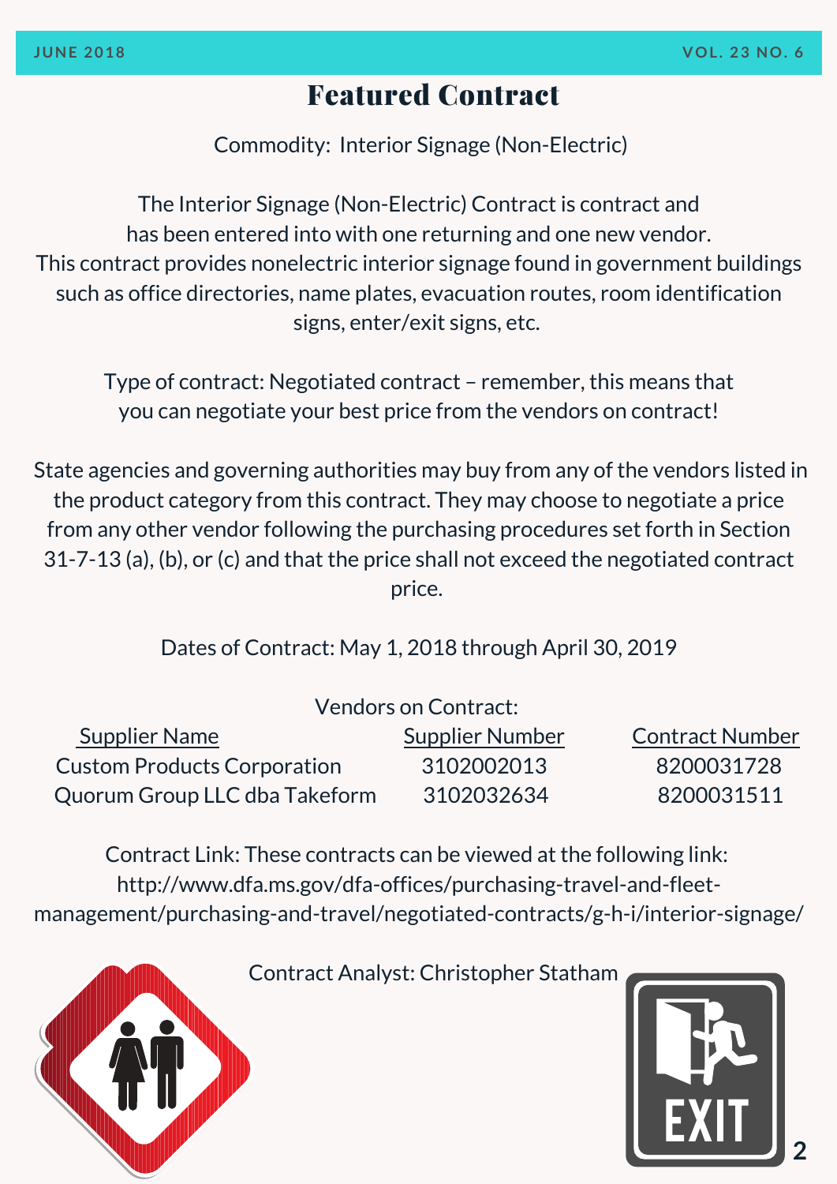## Featured Contract

Commodity: Interior Signage (Non-Electric)

The Interior Signage (Non-Electric) Contract is contract and has been entered into with one returning and one new vendor. This contract provides nonelectric interior signage found in government buildings such as office directories, name plates, evacuation routes, room identification signs, enter/exit signs, etc.

Type of contract: Negotiated contract – remember, this means that you can negotiate your best price from the vendors on contract!

State agencies and governing authorities may buy from any of the vendors listed in the product category from this contract. They may choose to negotiate a price from any other vendor following the purchasing procedures set forth in Section 31-7-13 (a), (b), or (c) and that the price shall not exceed the negotiated contract price.

Dates of Contract: May 1, 2018 through April 30, 2019

Vendors on Contract:

| Supplier Name | Supplier Number | Contract Number |
| --- | --- | --- |
| Custom Products Corporation | 3102002013 | 8200031728 |
| Quorum Group LLC dba Takeform | 3102032634 | 8200031511 |

Contract Link: These contracts can be viewed at the following link: http://www.dfa.ms.gov/dfa-offices/purchasing-travel-and-fleet-management/purchasing-and-travel/negotiated-contracts/g-h-i/interior-signage/

Contract Analyst: Christopher Statham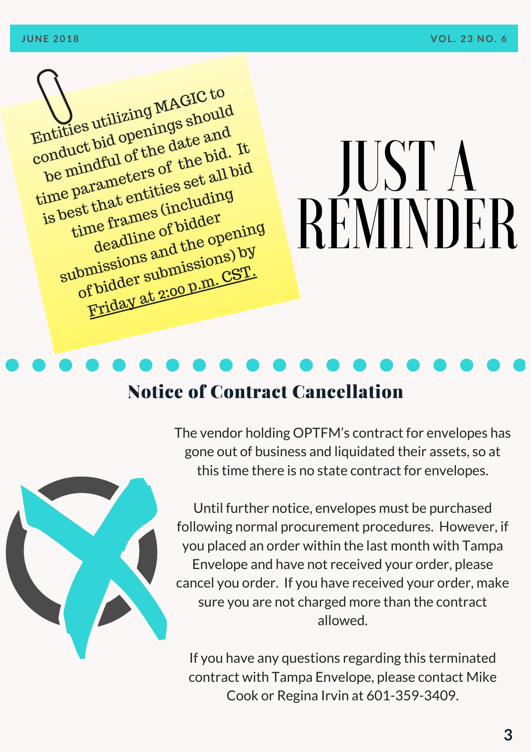# JUST A REMINDER

Entities utilizing MAGIC to conduct bid openings should be mindful of the date and time parameters of the bid. It is best that entities set all bid time frames (including deadline of bidder submissions and the opening of bidder submissions) by Friday at 2:00 p.m. CST.

## Notice of Contract Cancellation

The vendor holding OPTFM's contract for envelopes has gone out of business and liquidated their assets, so at this time there is no state contract for envelopes.

Until further notice, envelopes must be purchased following normal procurement procedures. However, if you placed an order within the last month with Tampa Envelope and have not received your order, please cancel you order. If you have received your order, make sure you are not charged more than the contract allowed.

If you have any questions regarding this terminated contract with Tampa Envelope, please contact Mike Cook or Regina Irvin at 601-359-3409.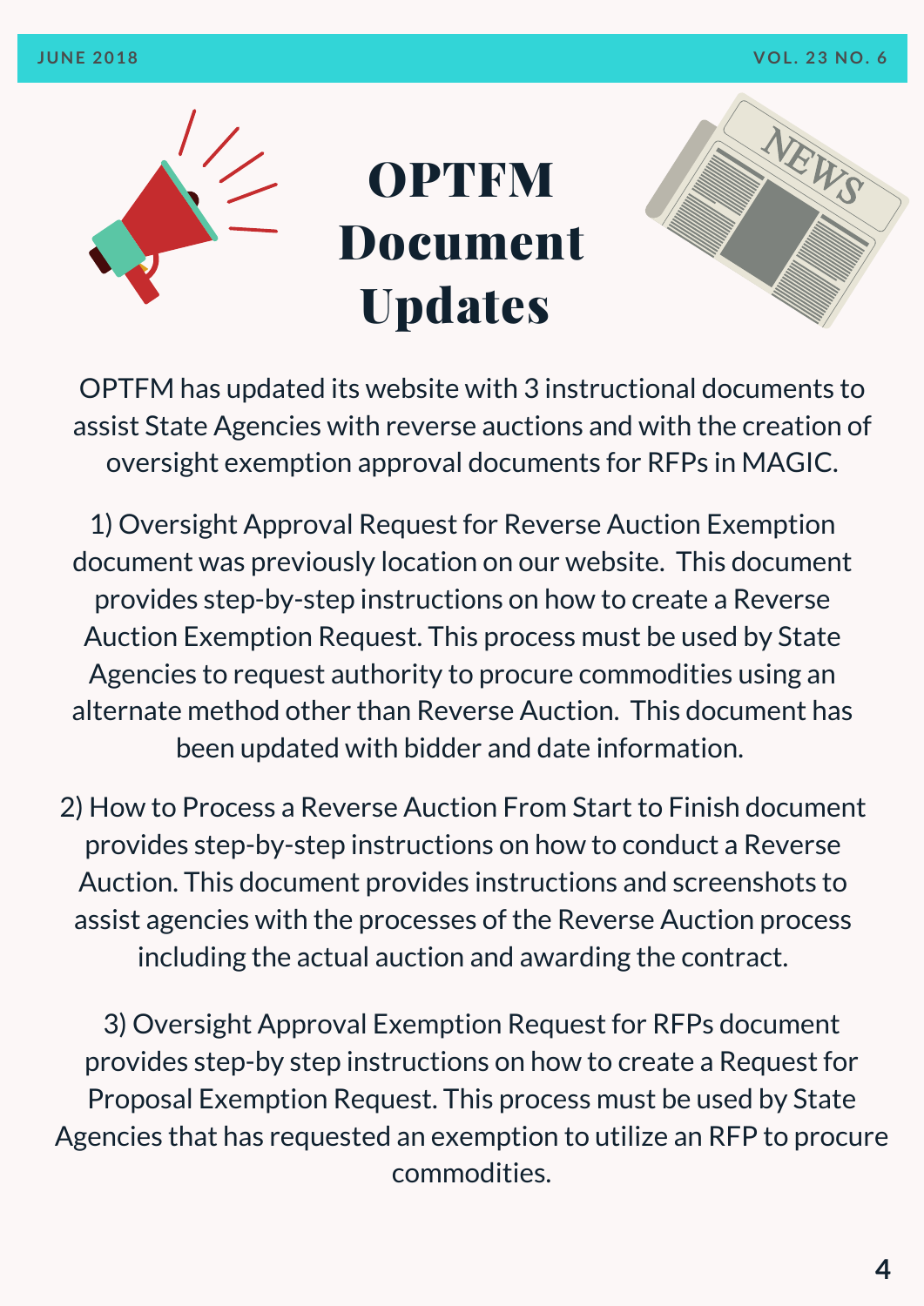# OPTFM Document Updates

OPTFM has updated its website with 3 instructional documents to assist State Agencies with reverse auctions and with the creation of oversight exemption approval documents for RFPs in MAGIC.

1) Oversight Approval Request for Reverse Auction Exemption document was previously location on our website. This document provides step-by-step instructions on how to create a Reverse Auction Exemption Request. This process must be used by State Agencies to request authority to procure commodities using an alternate method other than Reverse Auction. This document has been updated with bidder and date information.

2) How to Process a Reverse Auction From Start to Finish document provides step-by-step instructions on how to conduct a Reverse Auction. This document provides instructions and screenshots to assist agencies with the processes of the Reverse Auction process including the actual auction and awarding the contract.

3) Oversight Approval Exemption Request for RFPs document provides step-by step instructions on how to create a Request for Proposal Exemption Request. This process must be used by State Agencies that has requested an exemption to utilize an RFP to procure commodities.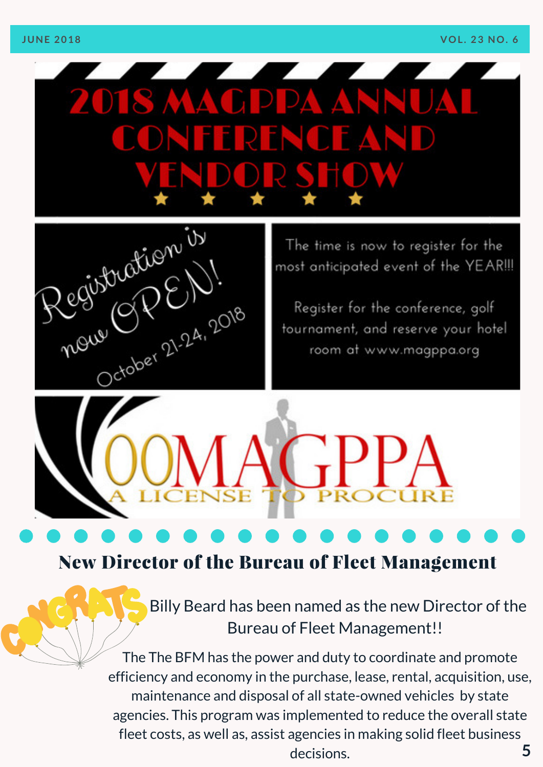# 2018 MAGPPA ANNUAL CONFERENCE AND VENDOR SHOW

Registration is now OPEN!

October 21-24, 2018

The time is now to register for the most anticipated event of the YEAR!!!

Register for the conference, golf tournament, and reserve your hotel room at www.magppa.org

00MAGPPA

A LICENSE TO PROCURE

## New Director of the Bureau of Fleet Management

CONGRATS

Billy Beard has been named as the new Director of the Bureau of Fleet Management!!

The The BFM has the power and duty to coordinate and promote efficiency and economy in the purchase, lease, rental, acquisition, use, maintenance and disposal of all state-owned vehicles by state agencies. This program was implemented to reduce the overall state fleet costs, as well as, assist agencies in making solid fleet business decisions.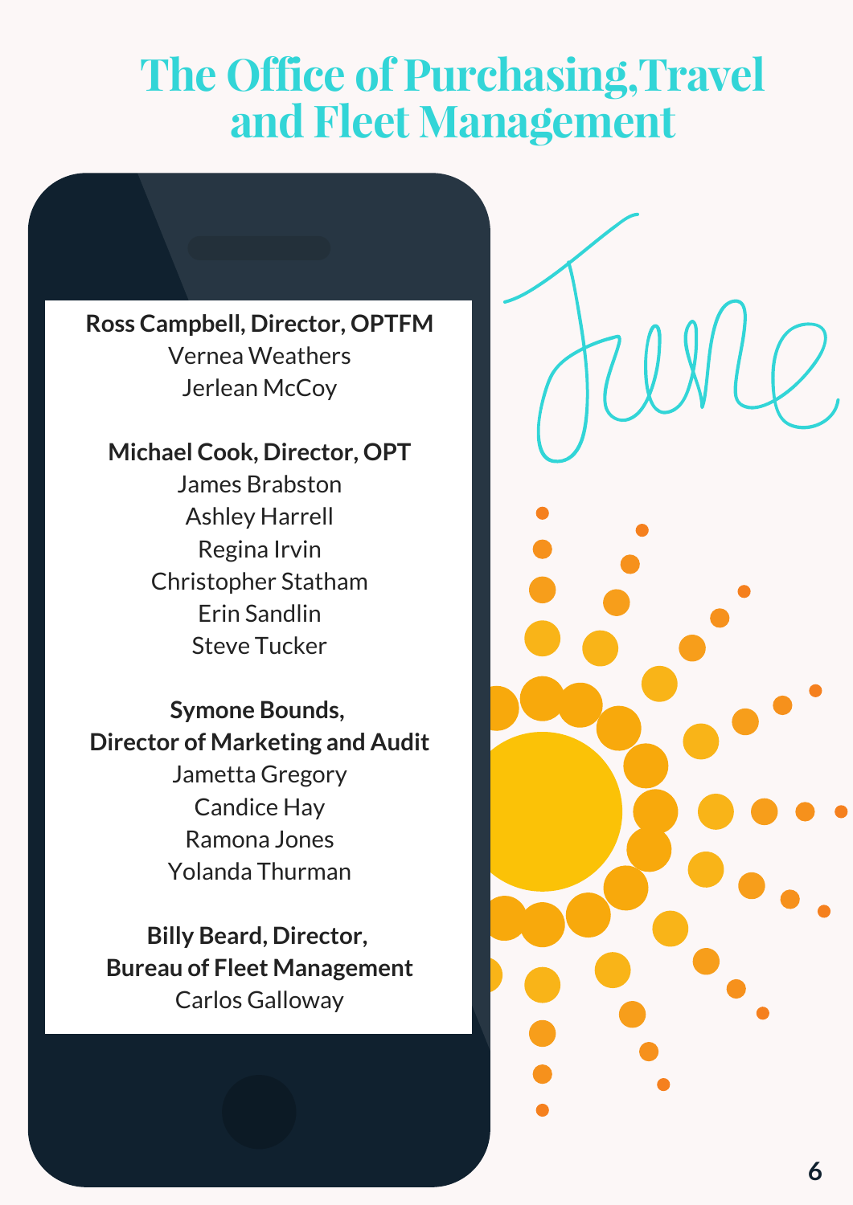# The Office of Purchasing,Travel and Fleet Management

June

**Ross Campbell, Director, OPTFM**
Vernea Weathers
Jerlean McCoy

**Michael Cook, Director, OPT**
James Brabston
Ashley Harrell
Regina Irvin
Christopher Statham
Erin Sandlin
Steve Tucker

**Symone Bounds,**
**Director of Marketing and Audit**
Jametta Gregory
Candice Hay
Ramona Jones
Yolanda Thurman

**Billy Beard, Director,**
**Bureau of Fleet Management**
Carlos Galloway